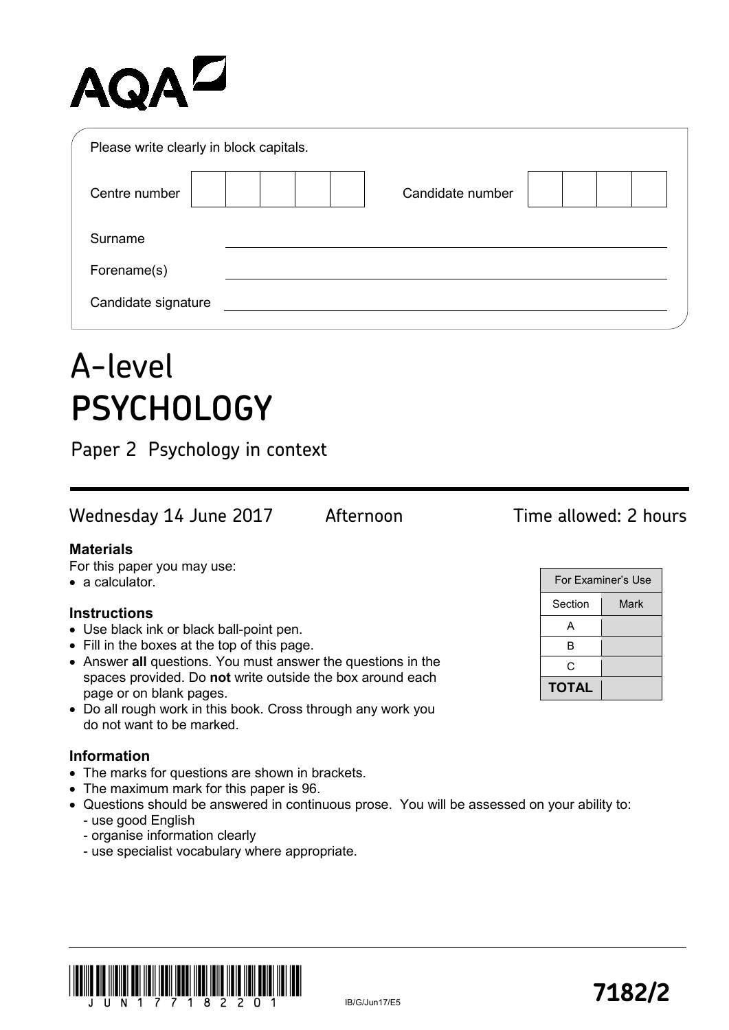AQA

Please write clearly in block capitals.

| Centre number | | | | | | Candidate number | | | | |
|---|---|---|---|---|---|---|---|---|---|---|

Surname ____________________

Forename(s) ____________________

Candidate signature ____________________

# A-level
# PSYCHOLOGY

## Paper 2 Psychology in context

Wednesday 14 June 2017 Afternoon Time allowed: 2 hours

**Materials**

For this paper you may use:
- a calculator.

**Instructions**
- Use black ink or black ball-point pen.
- Fill in the boxes at the top of this page.
- Answer **all** questions. You must answer the questions in the spaces provided. Do **not** write outside the box around each page or on blank pages.
- Do all rough work in this book. Cross through any work you do not want to be marked.

**Information**
- The marks for questions are shown in brackets.
- The maximum mark for this paper is 96.
- Questions should be answered in continuous prose. You will be assessed on your ability to:
  - use good English
  - organise information clearly
  - use specialist vocabulary where appropriate.

| For Examiner's Use | |
|---|---|
| Section | Mark |
| A | |
| B | |
| C | |
| **TOTAL** | |

IB/G/Jun17/E5

**7182/2**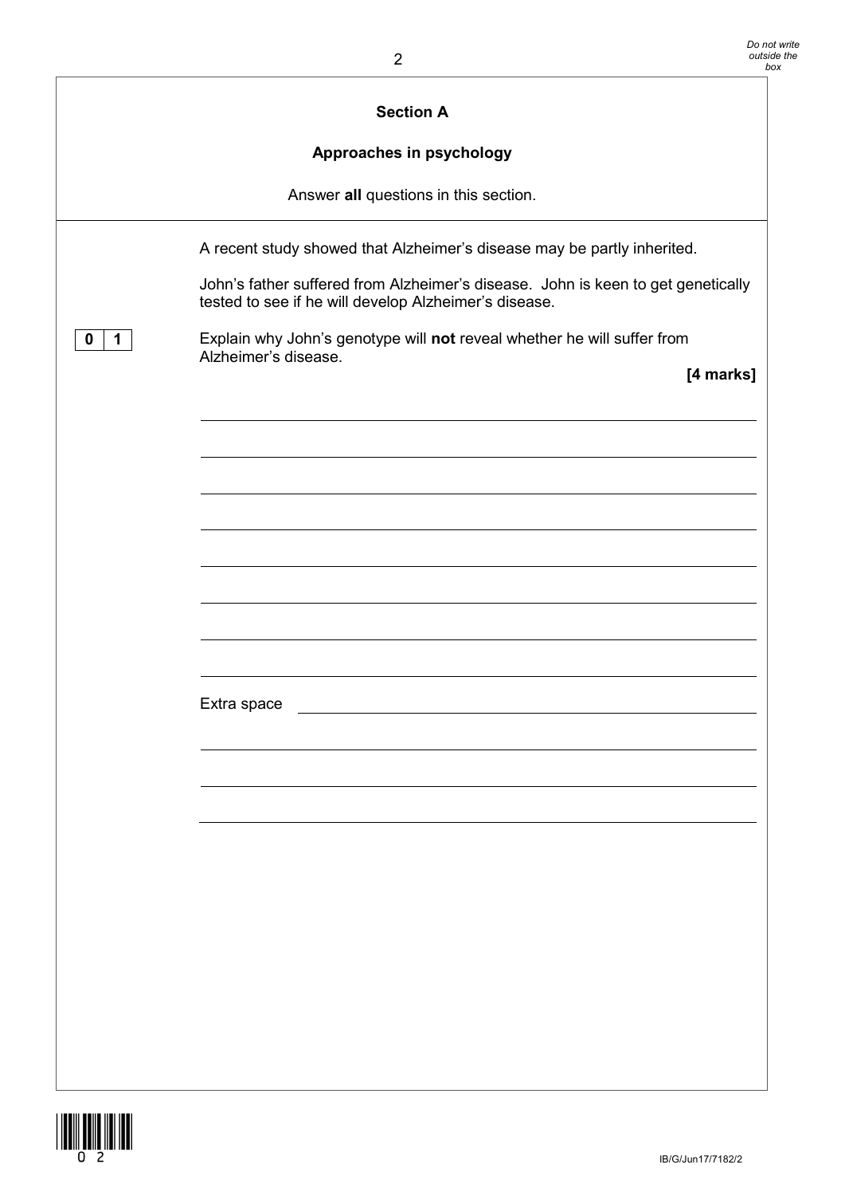## Section A

## Approaches in psychology

Answer **all** questions in this section.

A recent study showed that Alzheimer's disease may be partly inherited.

John's father suffered from Alzheimer's disease. John is keen to get genetically tested to see if he will develop Alzheimer's disease.

**0 1** Explain why John's genotype will **not** reveal whether he will suffer from Alzheimer's disease.

**[4 marks]**

Extra space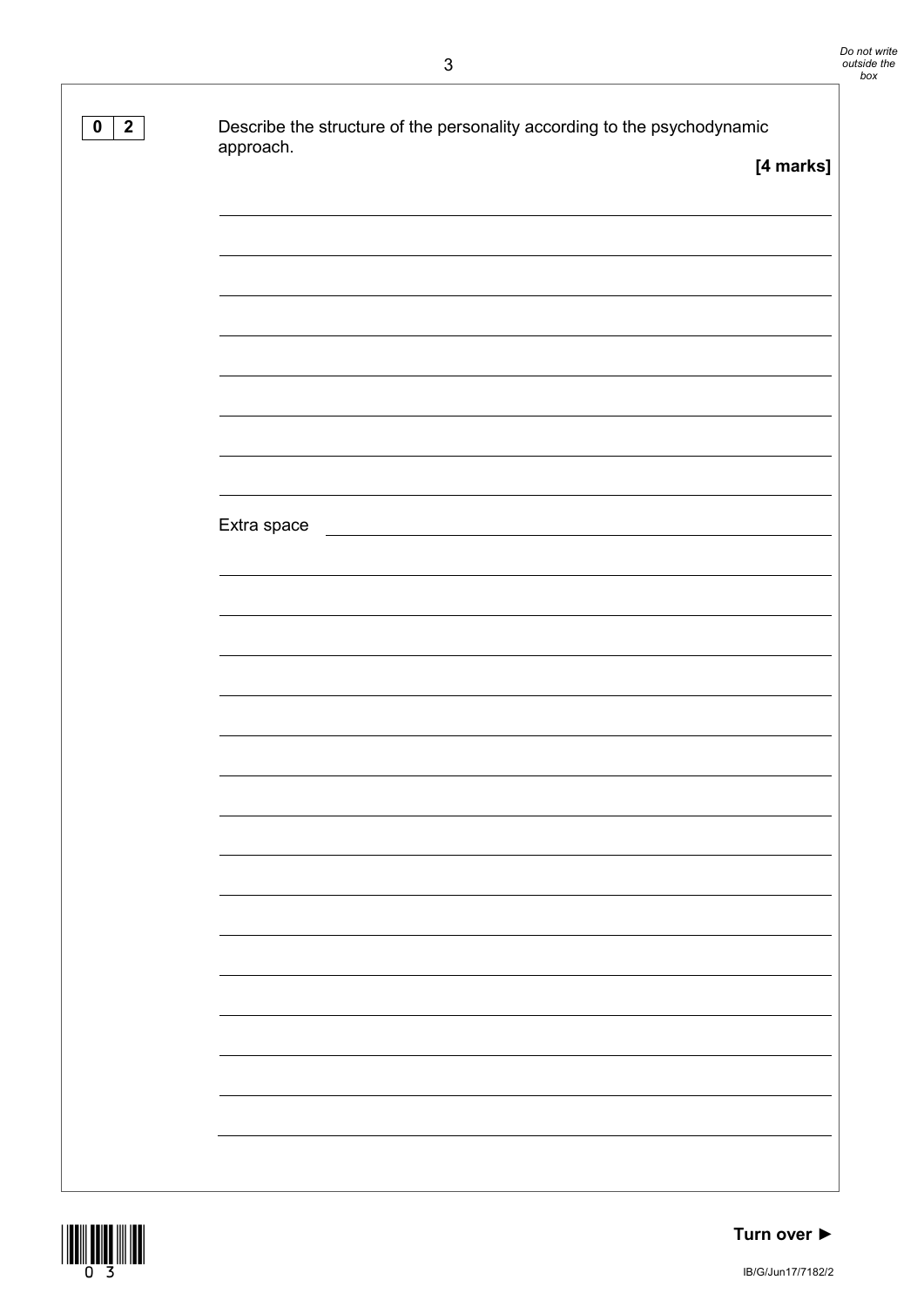**0 2** Describe the structure of the personality according to the psychodynamic approach.

**[4 marks]**

Extra space

**Turn over ►**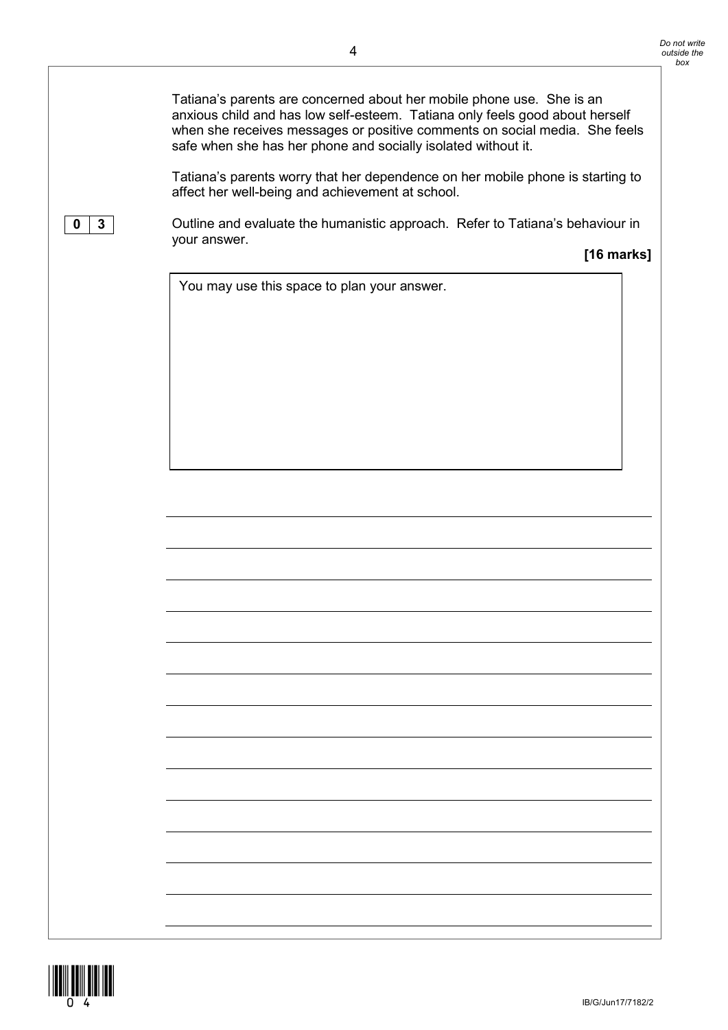Tatiana's parents are concerned about her mobile phone use. She is an anxious child and has low self-esteem. Tatiana only feels good about herself when she receives messages or positive comments on social media. She feels safe when she has her phone and socially isolated without it.

Tatiana's parents worry that her dependence on her mobile phone is starting to affect her well-being and achievement at school.

**0 3** Outline and evaluate the humanistic approach. Refer to Tatiana's behaviour in your answer.

**[16 marks]**

You may use this space to plan your answer.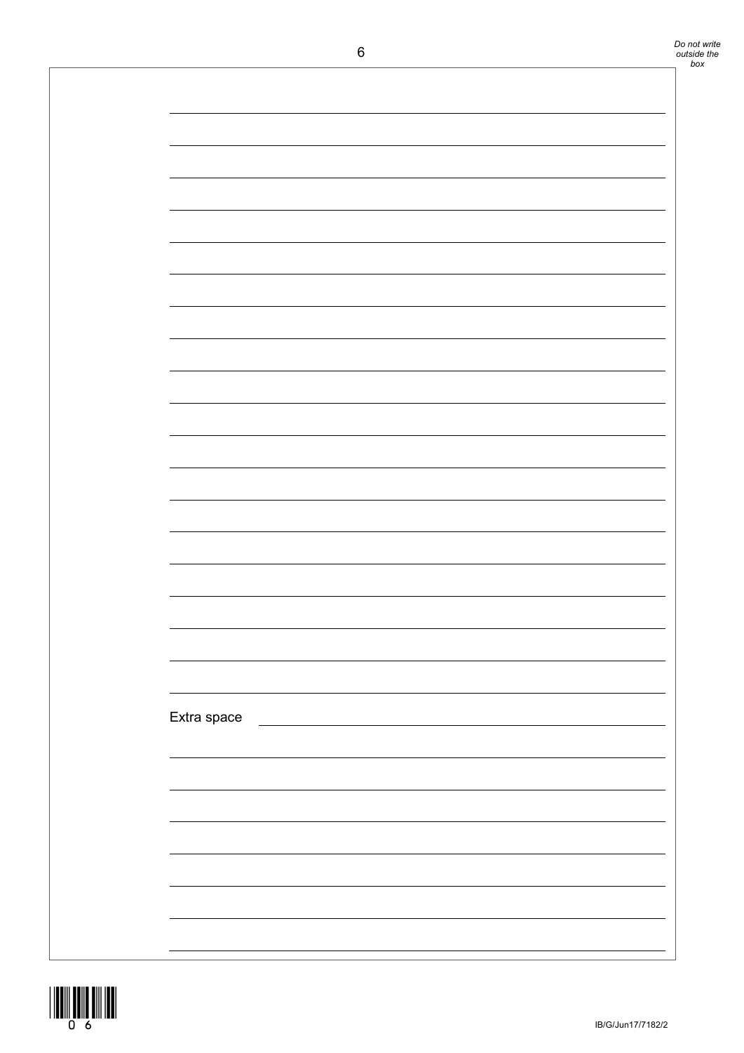Extra space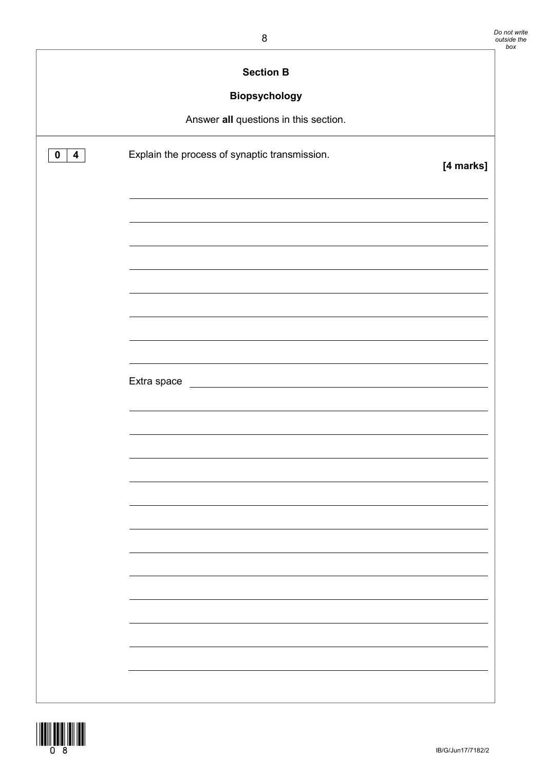## Section B

## Biopsychology

Answer **all** questions in this section.

**0 4** Explain the process of synaptic transmission.

**[4 marks]**

Extra space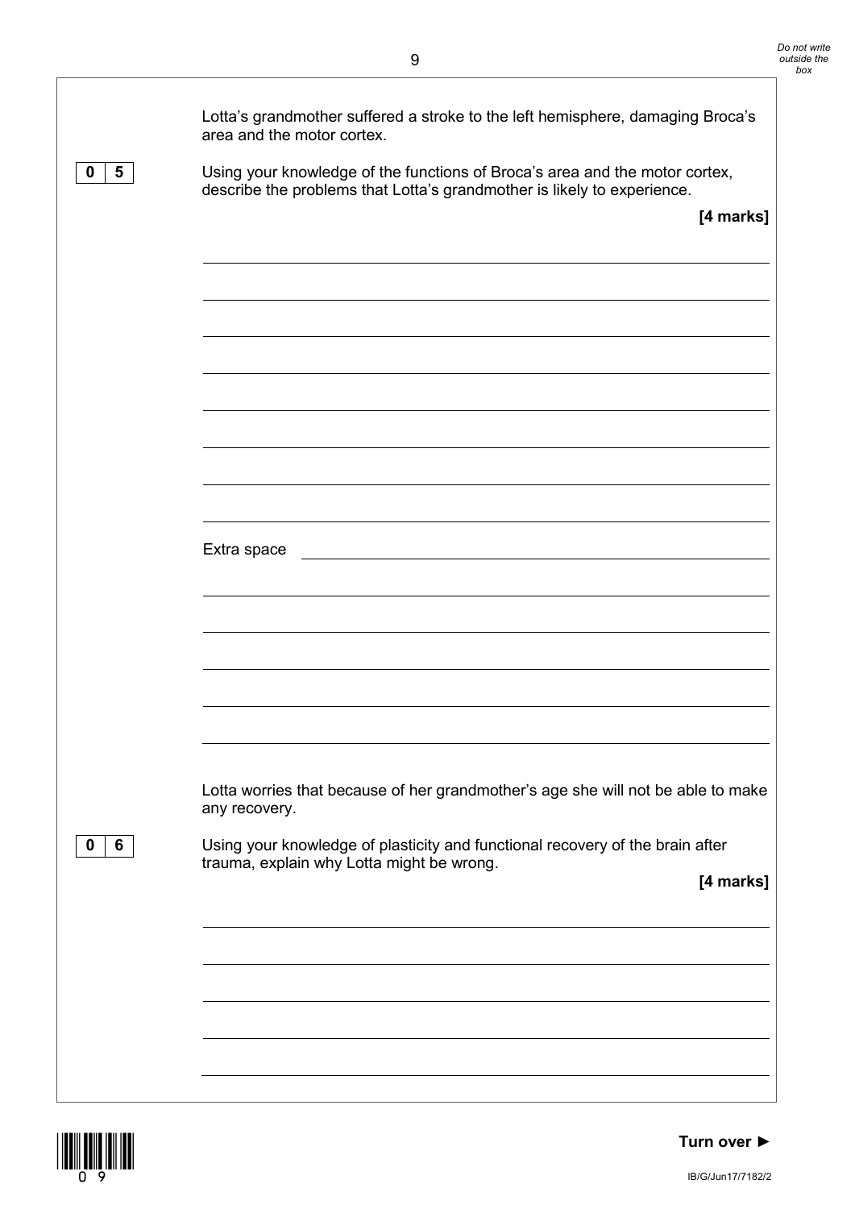Lotta's grandmother suffered a stroke to the left hemisphere, damaging Broca's area and the motor cortex.

**0 5** Using your knowledge of the functions of Broca's area and the motor cortex, describe the problems that Lotta's grandmother is likely to experience.

**[4 marks]**

Extra space

Lotta worries that because of her grandmother's age she will not be able to make any recovery.

**0 6** Using your knowledge of plasticity and functional recovery of the brain after trauma, explain why Lotta might be wrong.

**[4 marks]**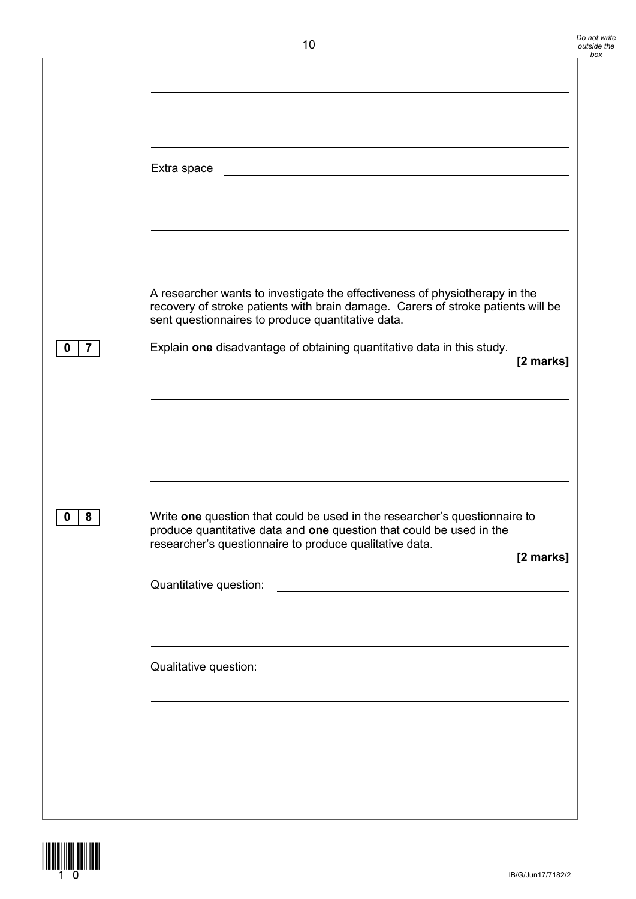Extra space

A researcher wants to investigate the effectiveness of physiotherapy in the recovery of stroke patients with brain damage. Carers of stroke patients will be sent questionnaires to produce quantitative data.

**0 7** Explain **one** disadvantage of obtaining quantitative data in this study.

**[2 marks]**

**0 8** Write **one** question that could be used in the researcher's questionnaire to produce quantitative data and **one** question that could be used in the researcher's questionnaire to produce qualitative data.

**[2 marks]**

Quantitative question:

Qualitative question: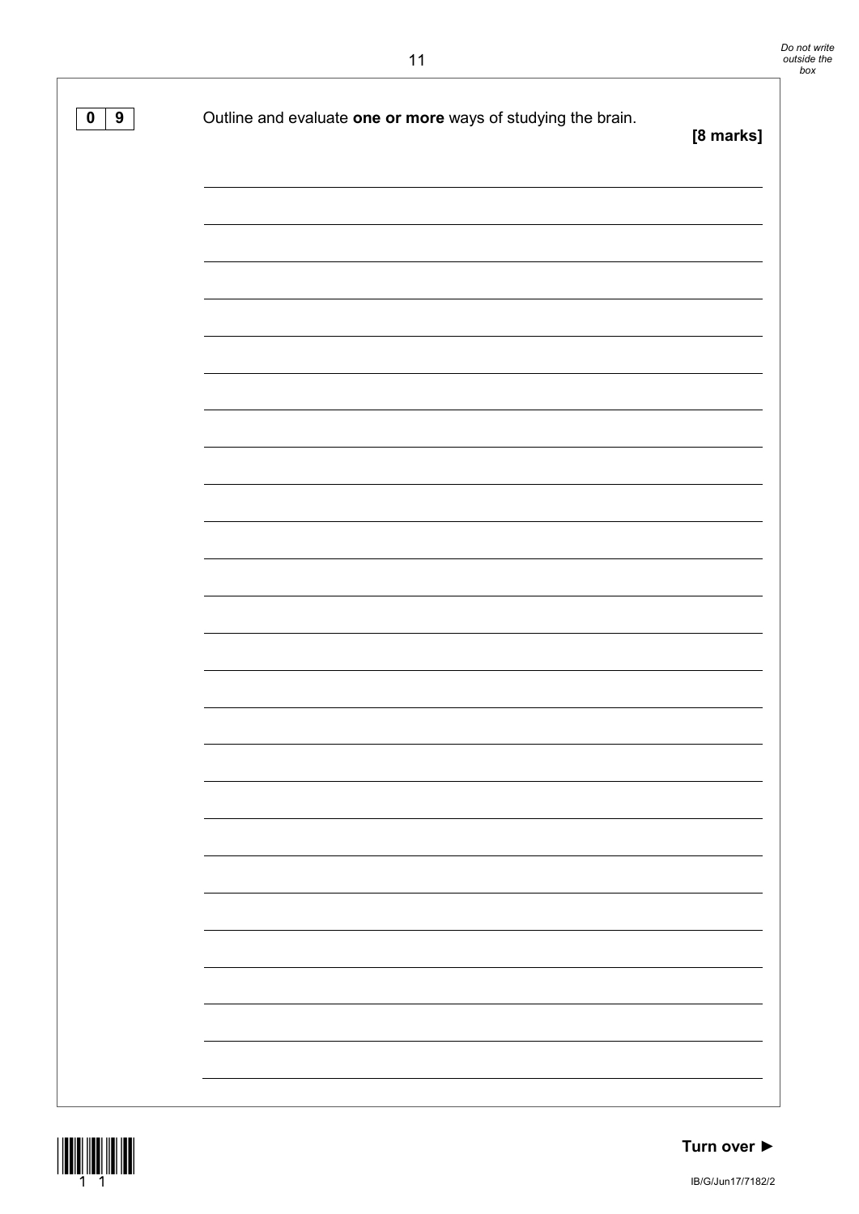**0 9** Outline and evaluate **one or more** ways of studying the brain.

**[8 marks]**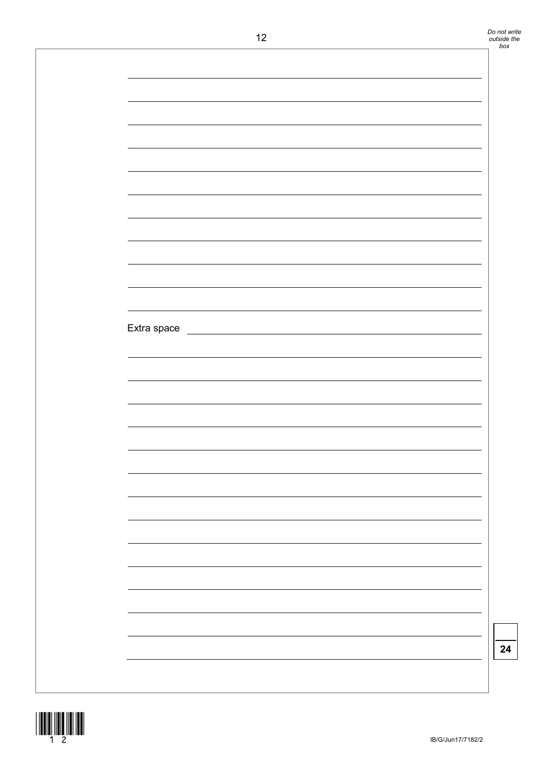Extra space

24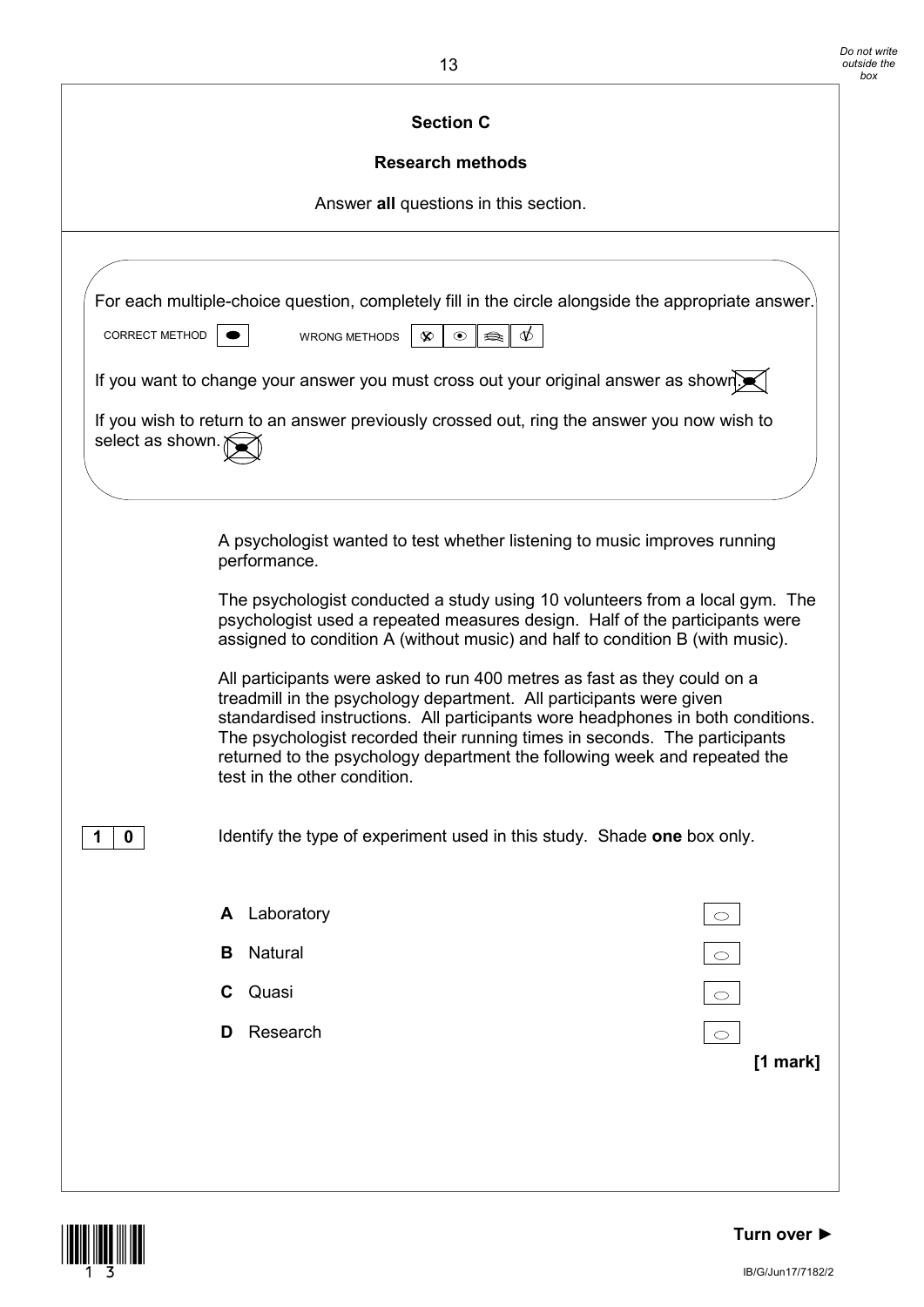## Section C

### Research methods

Answer **all** questions in this section.

For each multiple-choice question, completely fill in the circle alongside the appropriate answer.

CORRECT METHOD WRONG METHODS

If you want to change your answer you must cross out your original answer as shown.

If you wish to return to an answer previously crossed out, ring the answer you now wish to select as shown.

A psychologist wanted to test whether listening to music improves running performance.

The psychologist conducted a study using 10 volunteers from a local gym. The psychologist used a repeated measures design. Half of the participants were assigned to condition A (without music) and half to condition B (with music).

All participants were asked to run 400 metres as fast as they could on a treadmill in the psychology department. All participants were given standardised instructions. All participants wore headphones in both conditions. The psychologist recorded their running times in seconds. The participants returned to the psychology department the following week and repeated the test in the other condition.

**1 0** Identify the type of experiment used in this study. Shade **one** box only.

**A** Laboratory

**B** Natural

**C** Quasi

**D** Research

**[1 mark]**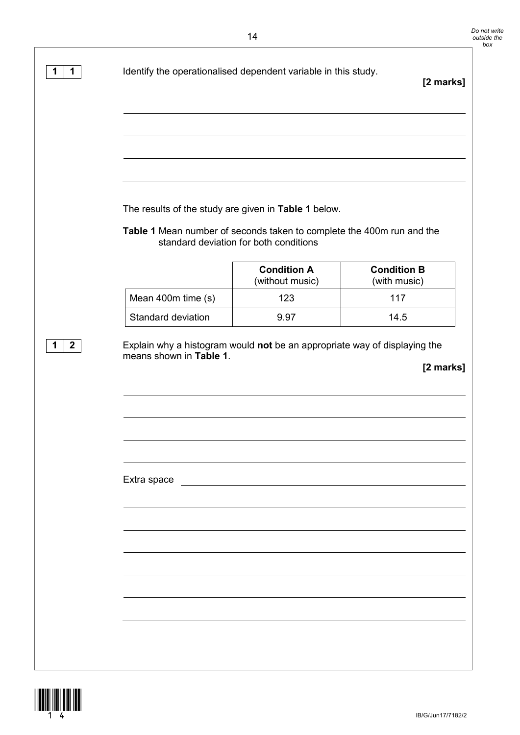**1 1** Identify the operationalised dependent variable in this study.

**[2 marks]**

The results of the study are given in **Table 1** below.

**Table 1** Mean number of seconds taken to complete the 400m run and the standard deviation for both conditions

| | **Condition A** (without music) | **Condition B** (with music) |
|---|---|---|
| Mean 400m time (s) | 123 | 117 |
| Standard deviation | 9.97 | 14.5 |

**1 2** Explain why a histogram would **not** be an appropriate way of displaying the means shown in **Table 1**.

**[2 marks]**

Extra space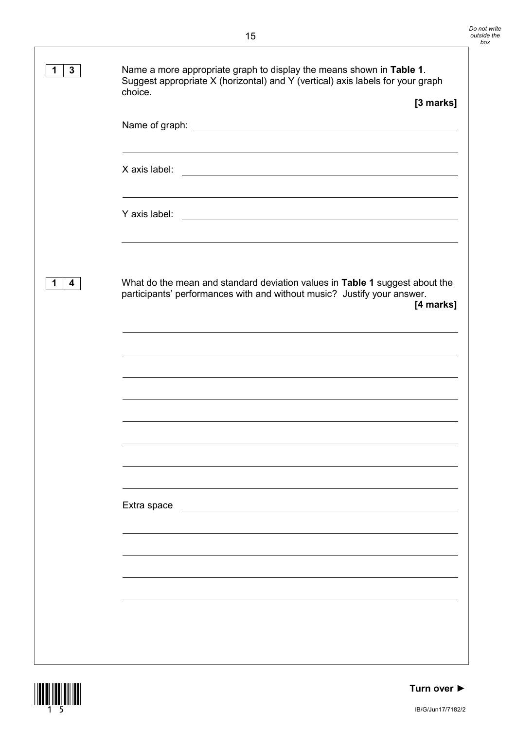**1 3** Name a more appropriate graph to display the means shown in **Table 1**. Suggest appropriate X (horizontal) and Y (vertical) axis labels for your graph choice.

**[3 marks]**

Name of graph: ______________________________________________

______________________________________________

X axis label: ______________________________________________

______________________________________________

Y axis label: ______________________________________________

______________________________________________

**1 4** What do the mean and standard deviation values in **Table 1** suggest about the participants' performances with and without music? Justify your answer.

**[4 marks]**

______________________________________________

______________________________________________

______________________________________________

______________________________________________

______________________________________________

______________________________________________

______________________________________________

______________________________________________

Extra space ______________________________________________

______________________________________________

______________________________________________

______________________________________________

______________________________________________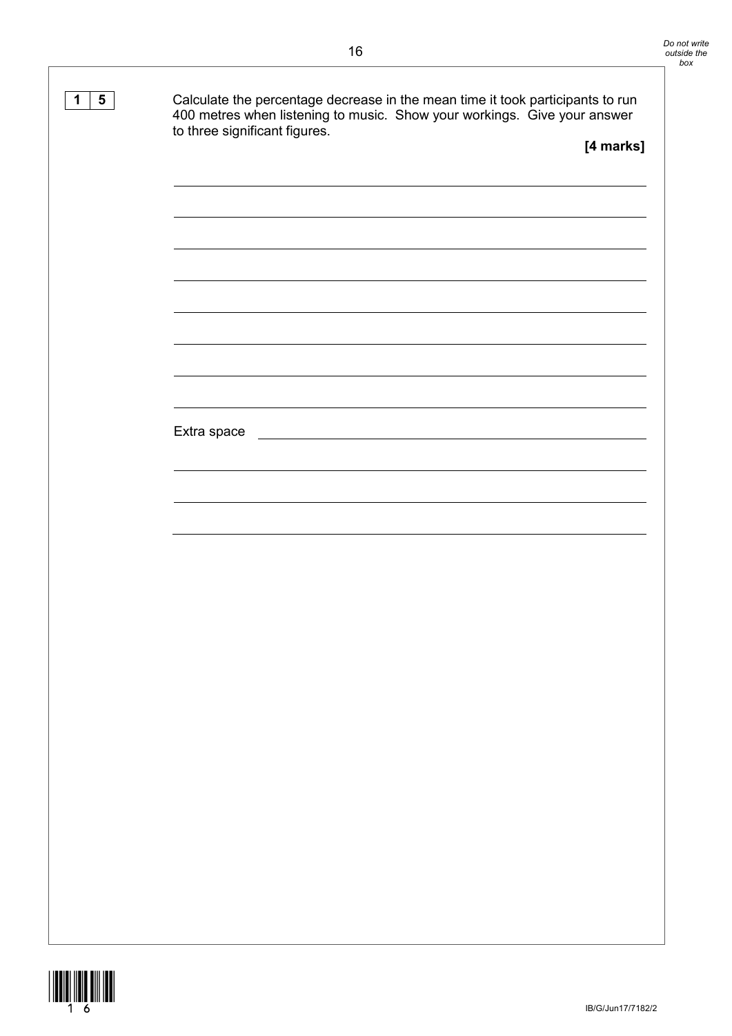**1 5** Calculate the percentage decrease in the mean time it took participants to run 400 metres when listening to music. Show your workings. Give your answer to three significant figures.

**[4 marks]**

Extra space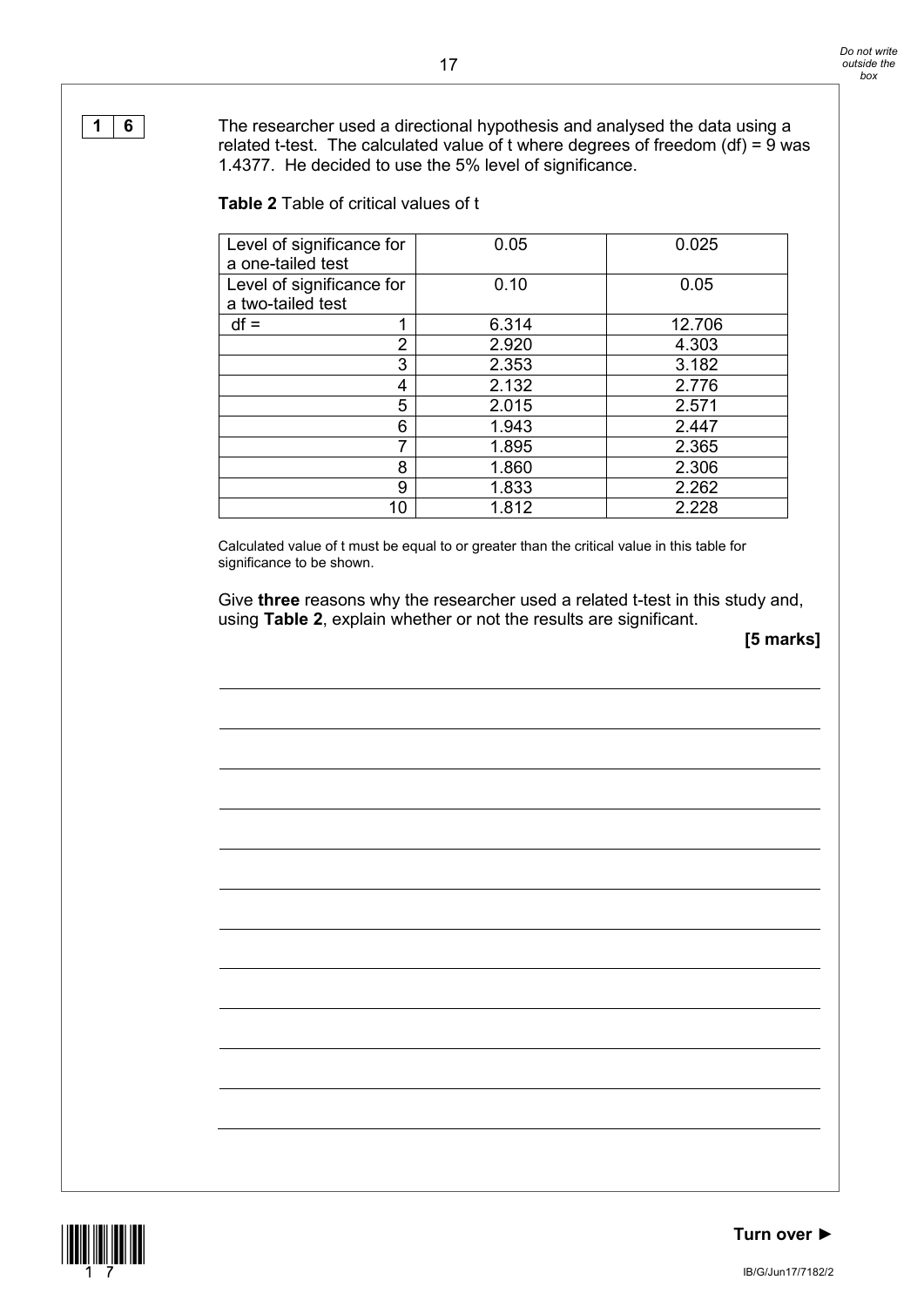**1 6** The researcher used a directional hypothesis and analysed the data using a related t-test. The calculated value of t where degrees of freedom (df) = 9 was 1.4377. He decided to use the 5% level of significance.

**Table 2** Table of critical values of t

| Level of significance for a one-tailed test | 0.05 | 0.025 |
|---|---|---|
| Level of significance for a two-tailed test | 0.10 | 0.05 |
| df = 1 | 6.314 | 12.706 |
| 2 | 2.920 | 4.303 |
| 3 | 2.353 | 3.182 |
| 4 | 2.132 | 2.776 |
| 5 | 2.015 | 2.571 |
| 6 | 1.943 | 2.447 |
| 7 | 1.895 | 2.365 |
| 8 | 1.860 | 2.306 |
| 9 | 1.833 | 2.262 |
| 10 | 1.812 | 2.228 |

Calculated value of t must be equal to or greater than the critical value in this table for significance to be shown.

Give **three** reasons why the researcher used a related t-test in this study and, using **Table 2**, explain whether or not the results are significant.

**[5 marks]**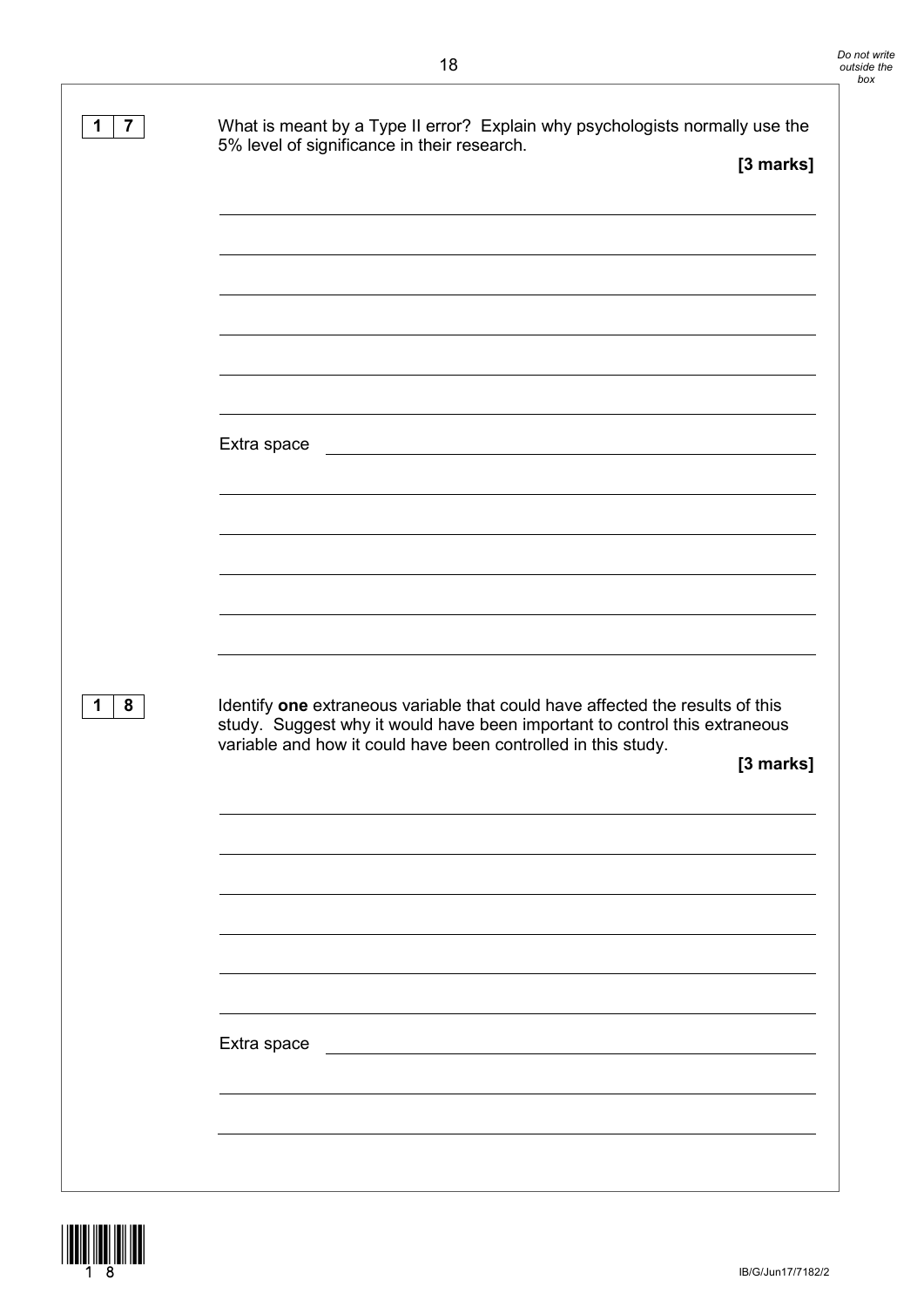**1 7** What is meant by a Type II error? Explain why psychologists normally use the 5% level of significance in their research.

**[3 marks]**

Extra space

**1 8** Identify **one** extraneous variable that could have affected the results of this study. Suggest why it would have been important to control this extraneous variable and how it could have been controlled in this study.

**[3 marks]**

Extra space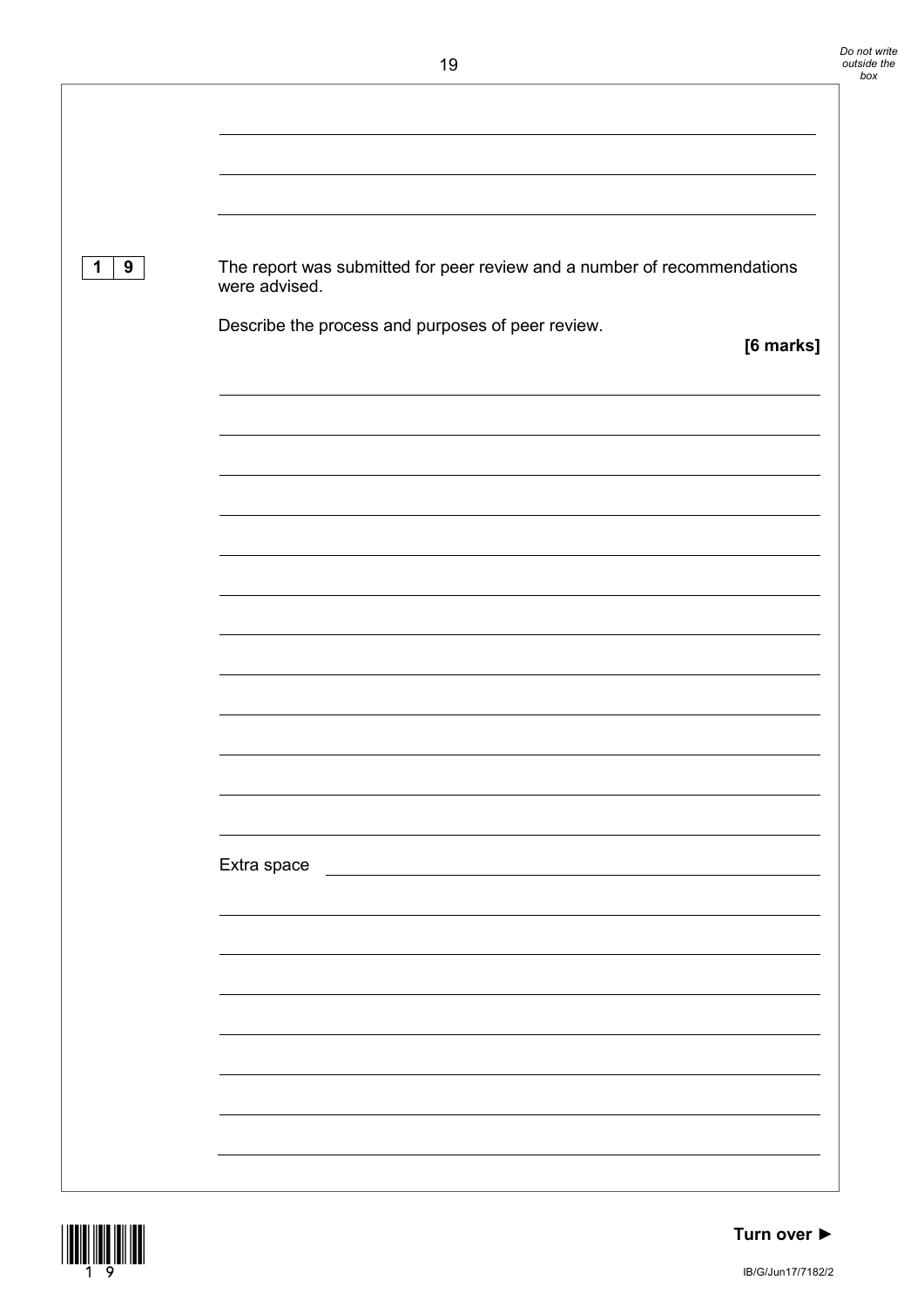**1 9** The report was submitted for peer review and a number of recommendations were advised.

Describe the process and purposes of peer review.

**[6 marks]**

Extra space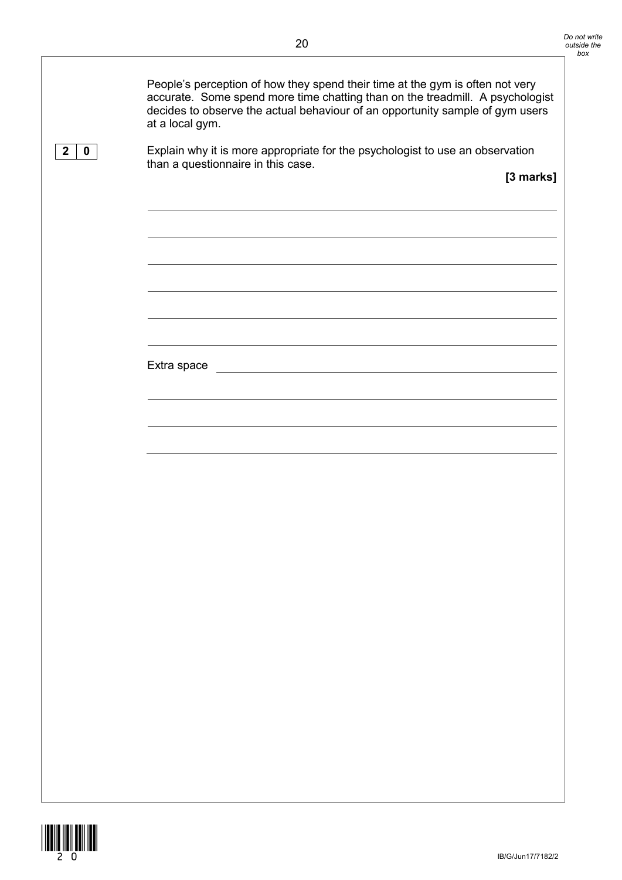People's perception of how they spend their time at the gym is often not very accurate. Some spend more time chatting than on the treadmill. A psychologist decides to observe the actual behaviour of an opportunity sample of gym users at a local gym.

**2 0** Explain why it is more appropriate for the psychologist to use an observation than a questionnaire in this case.

**[3 marks]**

Extra space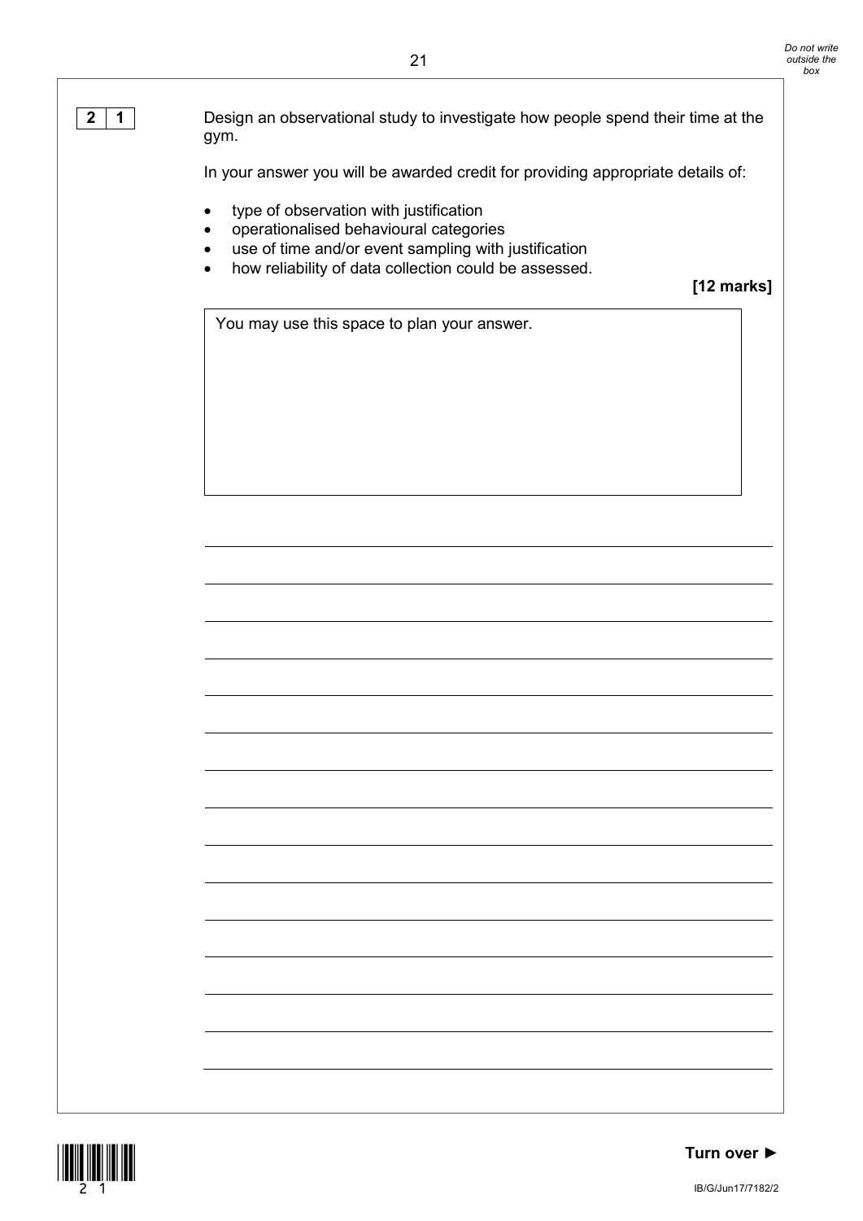**2 1** Design an observational study to investigate how people spend their time at the gym.

In your answer you will be awarded credit for providing appropriate details of:

- type of observation with justification
- operationalised behavioural categories
- use of time and/or event sampling with justification
- how reliability of data collection could be assessed.

**[12 marks]**

You may use this space to plan your answer.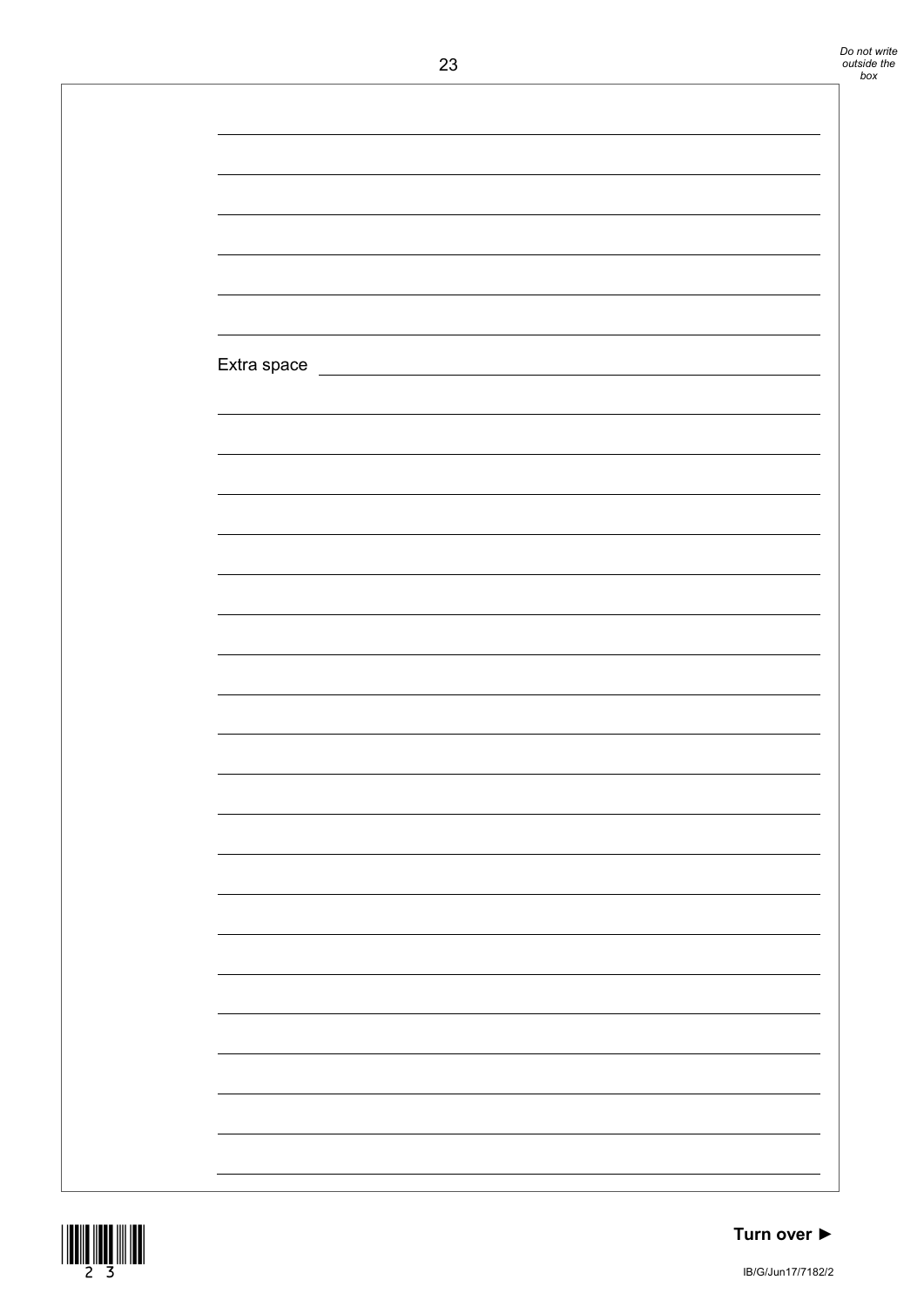Extra space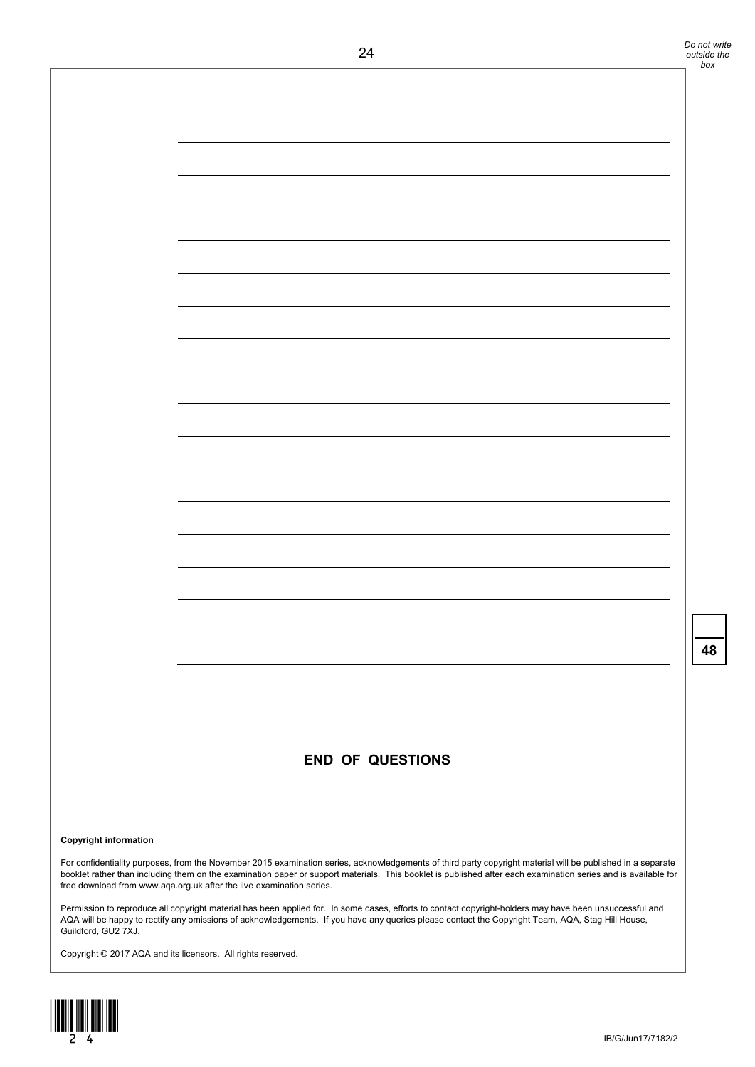48

**END OF QUESTIONS**

**Copyright information**

For confidentiality purposes, from the November 2015 examination series, acknowledgements of third party copyright material will be published in a separate booklet rather than including them on the examination paper or support materials. This booklet is published after each examination series and is available for free download from www.aqa.org.uk after the live examination series.

Permission to reproduce all copyright material has been applied for. In some cases, efforts to contact copyright-holders may have been unsuccessful and AQA will be happy to rectify any omissions of acknowledgements. If you have any queries please contact the Copyright Team, AQA, Stag Hill House, Guildford, GU2 7XJ.

Copyright © 2017 AQA and its licensors. All rights reserved.

IB/G/Jun17/7182/2